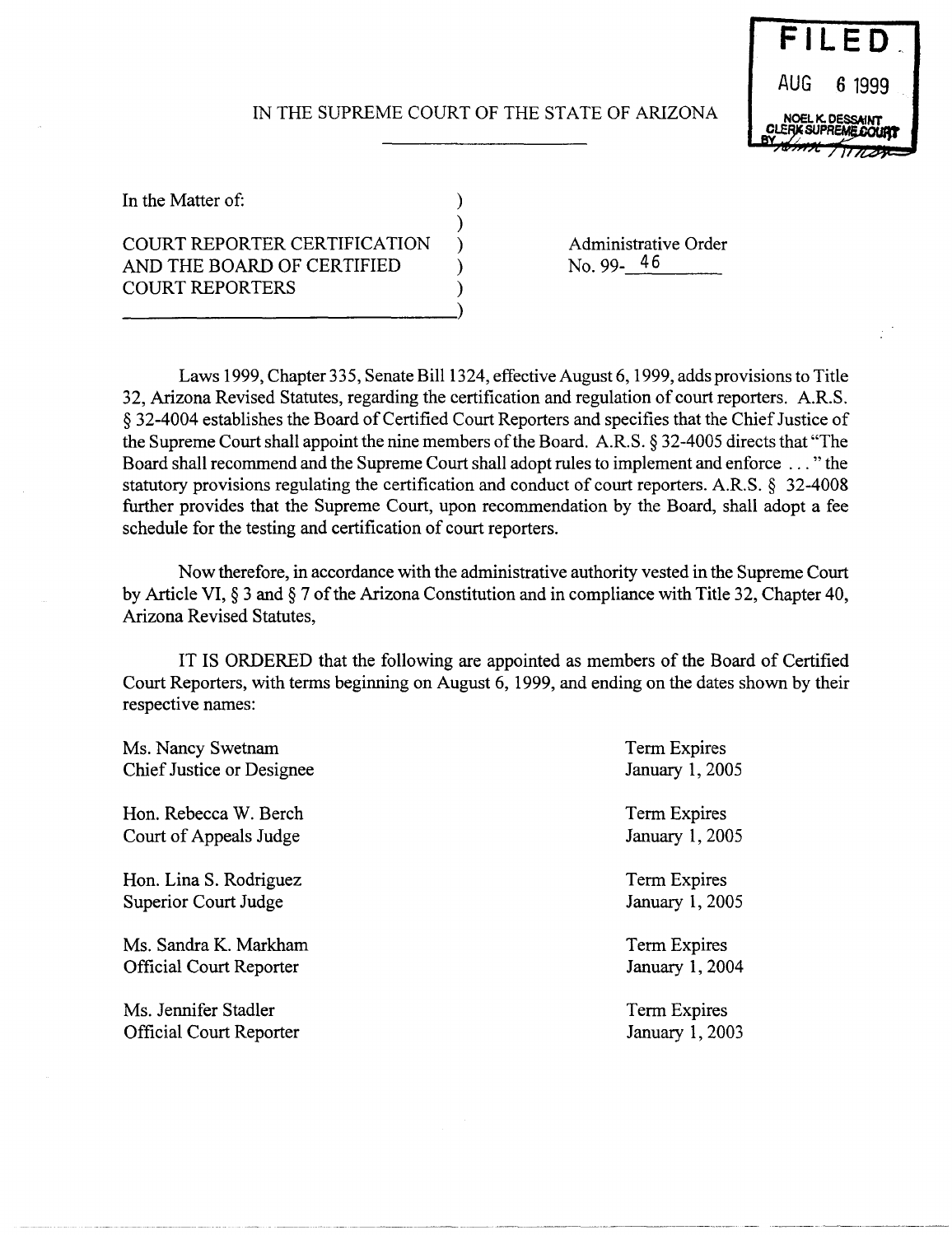FILED
AUG 6 1999
NOEL K. DESSAINT
CLERK SUPREME COURT
BY

IN THE SUPREME COURT OF THE STATE OF ARIZONA

| | |
|---|---|
| In the Matter of: <br><br> COURT REPORTER CERTIFICATION AND THE BOARD OF CERTIFIED COURT REPORTERS | Administrative Order No. 99-46 |

Laws 1999, Chapter 335, Senate Bill 1324, effective August 6, 1999, adds provisions to Title 32, Arizona Revised Statutes, regarding the certification and regulation of court reporters. A.R.S. § 32-4004 establishes the Board of Certified Court Reporters and specifies that the Chief Justice of the Supreme Court shall appoint the nine members of the Board. A.R.S. § 32-4005 directs that "The Board shall recommend and the Supreme Court shall adopt rules to implement and enforce . . . " the statutory provisions regulating the certification and conduct of court reporters. A.R.S. § 32-4008 further provides that the Supreme Court, upon recommendation by the Board, shall adopt a fee schedule for the testing and certification of court reporters.

Now therefore, in accordance with the administrative authority vested in the Supreme Court by Article VI, § 3 and § 7 of the Arizona Constitution and in compliance with Title 32, Chapter 40, Arizona Revised Statutes,

IT IS ORDERED that the following are appointed as members of the Board of Certified Court Reporters, with terms beginning on August 6, 1999, and ending on the dates shown by their respective names:

| | |
|---|---|
| Ms. Nancy Swetnam<br>Chief Justice or Designee | Term Expires<br>January 1, 2005 |
| Hon. Rebecca W. Berch<br>Court of Appeals Judge | Term Expires<br>January 1, 2005 |
| Hon. Lina S. Rodriguez<br>Superior Court Judge | Term Expires<br>January 1, 2005 |
| Ms. Sandra K. Markham<br>Official Court Reporter | Term Expires<br>January 1, 2004 |
| Ms. Jennifer Stadler<br>Official Court Reporter | Term Expires<br>January 1, 2003 |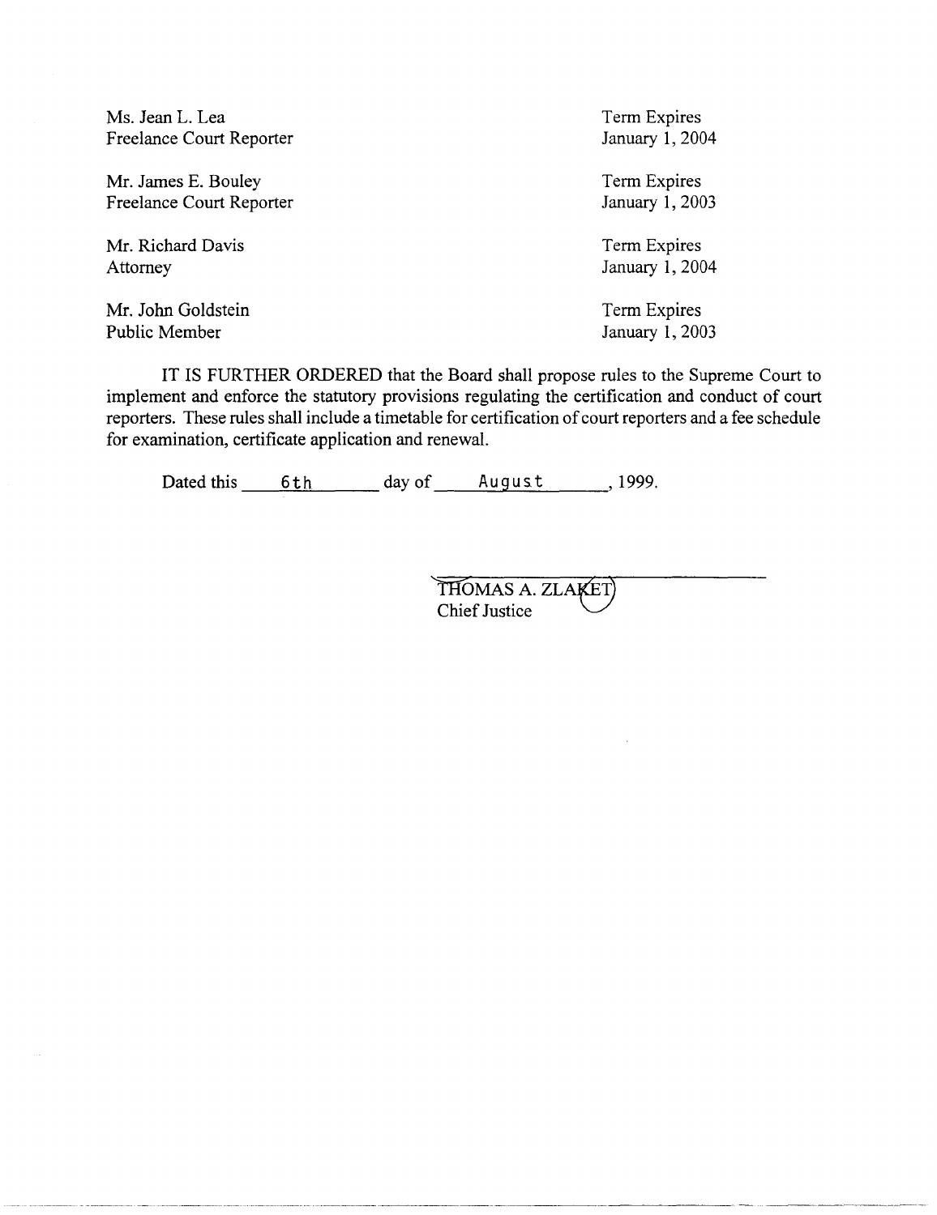| | |
|---|---|
| Ms. Jean L. Lea<br>Freelance Court Reporter | Term Expires<br>January 1, 2004 |
| Mr. James E. Bouley<br>Freelance Court Reporter | Term Expires<br>January 1, 2003 |
| Mr. Richard Davis<br>Attorney | Term Expires<br>January 1, 2004 |
| Mr. John Goldstein<br>Public Member | Term Expires<br>January 1, 2003 |

IT IS FURTHER ORDERED that the Board shall propose rules to the Supreme Court to implement and enforce the statutory provisions regulating the certification and conduct of court reporters. These rules shall include a timetable for certification of court reporters and a fee schedule for examination, certificate application and renewal.

Dated this 6th day of August, 1999.

THOMAS A. ZLAKET
Chief Justice